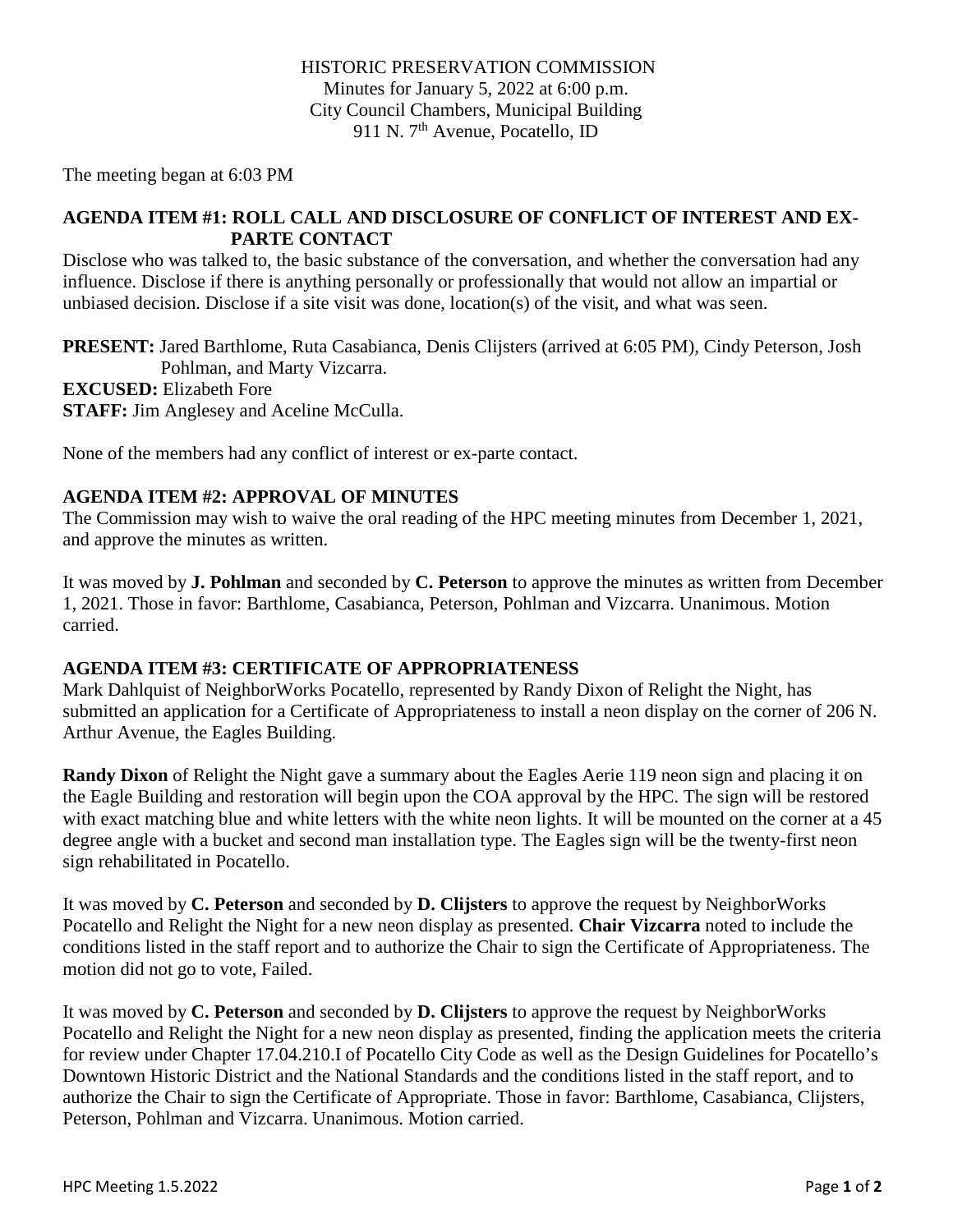HISTORIC PRESERVATION COMMISSION
Minutes for January 5, 2022 at 6:00 p.m.
City Council Chambers, Municipal Building
911 N. 7th Avenue, Pocatello, ID

The meeting began at 6:03 PM

**AGENDA ITEM #1: ROLL CALL AND DISCLOSURE OF CONFLICT OF INTEREST AND EX-PARTE CONTACT**

Disclose who was talked to, the basic substance of the conversation, and whether the conversation had any influence. Disclose if there is anything personally or professionally that would not allow an impartial or unbiased decision. Disclose if a site visit was done, location(s) of the visit, and what was seen.

**PRESENT:** Jared Barthlome, Ruta Casabianca, Denis Clijsters (arrived at 6:05 PM), Cindy Peterson, Josh Pohlman, and Marty Vizcarra.
**EXCUSED:** Elizabeth Fore
**STAFF:** Jim Anglesey and Aceline McCulla.

None of the members had any conflict of interest or ex-parte contact.

**AGENDA ITEM #2: APPROVAL OF MINUTES**

The Commission may wish to waive the oral reading of the HPC meeting minutes from December 1, 2021, and approve the minutes as written.

It was moved by **J. Pohlman** and seconded by **C. Peterson** to approve the minutes as written from December 1, 2021. Those in favor: Barthlome, Casabianca, Peterson, Pohlman and Vizcarra. Unanimous. Motion carried.

**AGENDA ITEM #3: CERTIFICATE OF APPROPRIATENESS**

Mark Dahlquist of NeighborWorks Pocatello, represented by Randy Dixon of Relight the Night, has submitted an application for a Certificate of Appropriateness to install a neon display on the corner of 206 N. Arthur Avenue, the Eagles Building.

**Randy Dixon** of Relight the Night gave a summary about the Eagles Aerie 119 neon sign and placing it on the Eagle Building and restoration will begin upon the COA approval by the HPC. The sign will be restored with exact matching blue and white letters with the white neon lights. It will be mounted on the corner at a 45 degree angle with a bucket and second man installation type. The Eagles sign will be the twenty-first neon sign rehabilitated in Pocatello.

It was moved by **C. Peterson** and seconded by **D. Clijsters** to approve the request by NeighborWorks Pocatello and Relight the Night for a new neon display as presented. **Chair Vizcarra** noted to include the conditions listed in the staff report and to authorize the Chair to sign the Certificate of Appropriateness. The motion did not go to vote, Failed.

It was moved by **C. Peterson** and seconded by **D. Clijsters** to approve the request by NeighborWorks Pocatello and Relight the Night for a new neon display as presented, finding the application meets the criteria for review under Chapter 17.04.210.I of Pocatello City Code as well as the Design Guidelines for Pocatello's Downtown Historic District and the National Standards and the conditions listed in the staff report, and to authorize the Chair to sign the Certificate of Appropriate. Those in favor: Barthlome, Casabianca, Clijsters, Peterson, Pohlman and Vizcarra. Unanimous. Motion carried.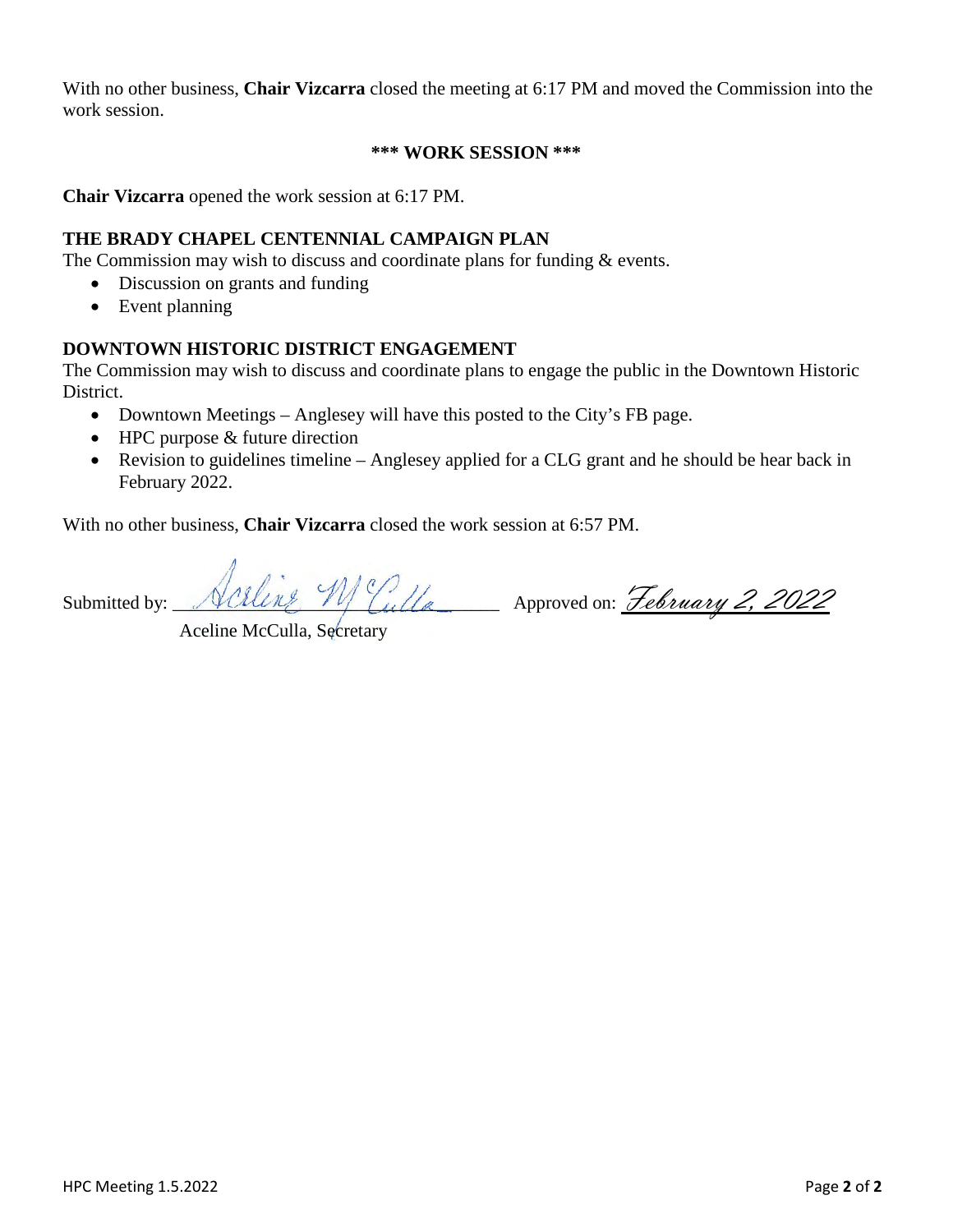With no other business, **Chair Vizcarra** closed the meeting at 6:17 PM and moved the Commission into the work session.

**\*\*\* WORK SESSION \*\*\***

**Chair Vizcarra** opened the work session at 6:17 PM.

### THE BRADY CHAPEL CENTENNIAL CAMPAIGN PLAN

The Commission may wish to discuss and coordinate plans for funding & events.

- Discussion on grants and funding
- Event planning

### DOWNTOWN HISTORIC DISTRICT ENGAGEMENT

The Commission may wish to discuss and coordinate plans to engage the public in the Downtown Historic District.

- Downtown Meetings – Anglesey will have this posted to the City's FB page.
- HPC purpose & future direction
- Revision to guidelines timeline – Anglesey applied for a CLG grant and he should be hear back in February 2022.

With no other business, **Chair Vizcarra** closed the work session at 6:57 PM.

Submitted by: *Aceline McCulla* Approved on: *February 2, 2022*

Aceline McCulla, Secretary